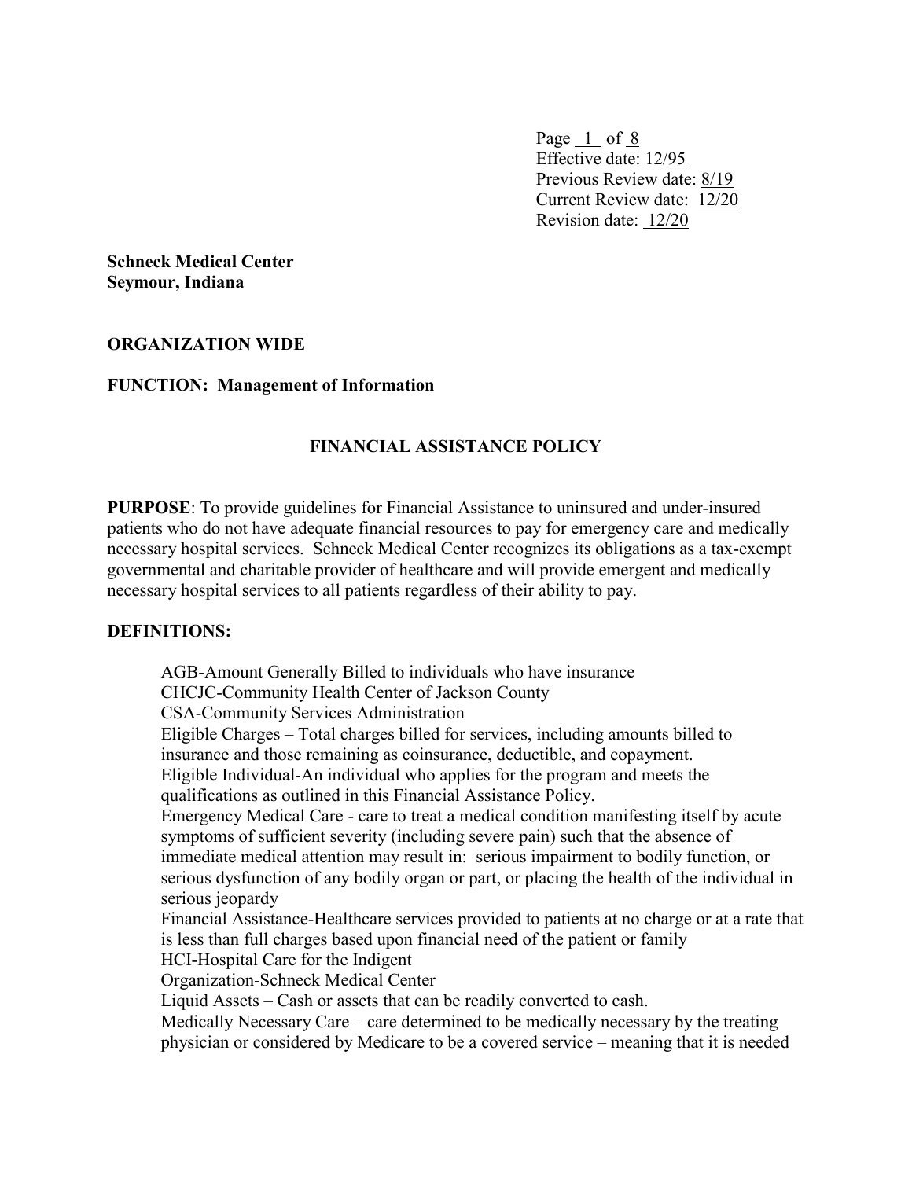Effective date: 12/95
Previous Review date: 8/19
Current Review date: 12/20
Revision date: 12/20

**Schneck Medical Center**
**Seymour, Indiana**

**ORGANIZATION WIDE**

**FUNCTION: Management of Information**

# FINANCIAL ASSISTANCE POLICY

**PURPOSE**: To provide guidelines for Financial Assistance to uninsured and under-insured patients who do not have adequate financial resources to pay for emergency care and medically necessary hospital services. Schneck Medical Center recognizes its obligations as a tax-exempt governmental and charitable provider of healthcare and will provide emergent and medically necessary hospital services to all patients regardless of their ability to pay.

**DEFINITIONS:**

AGB-Amount Generally Billed to individuals who have insurance
CHCJC-Community Health Center of Jackson County
CSA-Community Services Administration
Eligible Charges – Total charges billed for services, including amounts billed to insurance and those remaining as coinsurance, deductible, and copayment.
Eligible Individual-An individual who applies for the program and meets the qualifications as outlined in this Financial Assistance Policy.
Emergency Medical Care - care to treat a medical condition manifesting itself by acute symptoms of sufficient severity (including severe pain) such that the absence of immediate medical attention may result in: serious impairment to bodily function, or serious dysfunction of any bodily organ or part, or placing the health of the individual in serious jeopardy
Financial Assistance-Healthcare services provided to patients at no charge or at a rate that is less than full charges based upon financial need of the patient or family
HCI-Hospital Care for the Indigent
Organization-Schneck Medical Center
Liquid Assets – Cash or assets that can be readily converted to cash.
Medically Necessary Care – care determined to be medically necessary by the treating physician or considered by Medicare to be a covered service – meaning that it is needed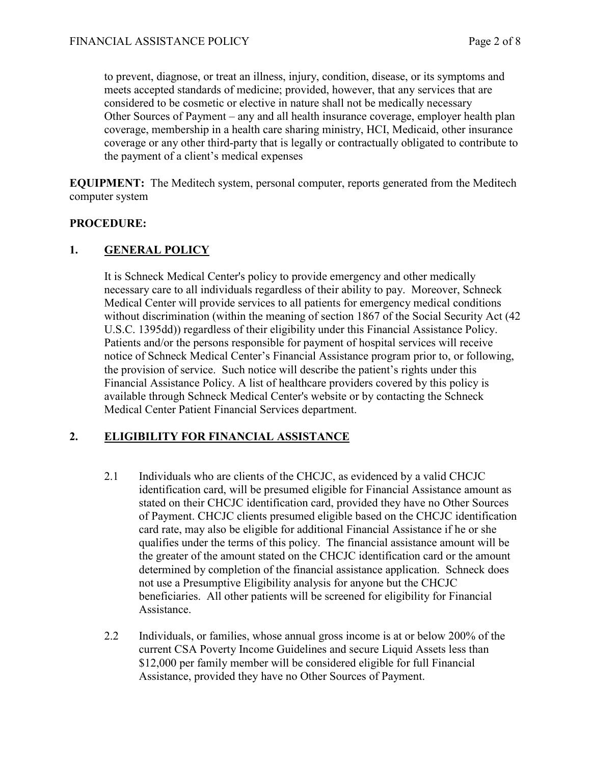to prevent, diagnose, or treat an illness, injury, condition, disease, or its symptoms and meets accepted standards of medicine; provided, however, that any services that are considered to be cosmetic or elective in nature shall not be medically necessary

Other Sources of Payment – any and all health insurance coverage, employer health plan coverage, membership in a health care sharing ministry, HCI, Medicaid, other insurance coverage or any other third-party that is legally or contractually obligated to contribute to the payment of a client's medical expenses

**EQUIPMENT:** The Meditech system, personal computer, reports generated from the Meditech computer system

**PROCEDURE:**

## 1. GENERAL POLICY

It is Schneck Medical Center's policy to provide emergency and other medically necessary care to all individuals regardless of their ability to pay. Moreover, Schneck Medical Center will provide services to all patients for emergency medical conditions without discrimination (within the meaning of section 1867 of the Social Security Act (42 U.S.C. 1395dd)) regardless of their eligibility under this Financial Assistance Policy. Patients and/or the persons responsible for payment of hospital services will receive notice of Schneck Medical Center's Financial Assistance program prior to, or following, the provision of service. Such notice will describe the patient's rights under this Financial Assistance Policy. A list of healthcare providers covered by this policy is available through Schneck Medical Center's website or by contacting the Schneck Medical Center Patient Financial Services department.

## 2. ELIGIBILITY FOR FINANCIAL ASSISTANCE

2.1 Individuals who are clients of the CHCJC, as evidenced by a valid CHCJC identification card, will be presumed eligible for Financial Assistance amount as stated on their CHCJC identification card, provided they have no Other Sources of Payment. CHCJC clients presumed eligible based on the CHCJC identification card rate, may also be eligible for additional Financial Assistance if he or she qualifies under the terms of this policy. The financial assistance amount will be the greater of the amount stated on the CHCJC identification card or the amount determined by completion of the financial assistance application. Schneck does not use a Presumptive Eligibility analysis for anyone but the CHCJC beneficiaries. All other patients will be screened for eligibility for Financial Assistance.

2.2 Individuals, or families, whose annual gross income is at or below 200% of the current CSA Poverty Income Guidelines and secure Liquid Assets less than $12,000 per family member will be considered eligible for full Financial Assistance, provided they have no Other Sources of Payment.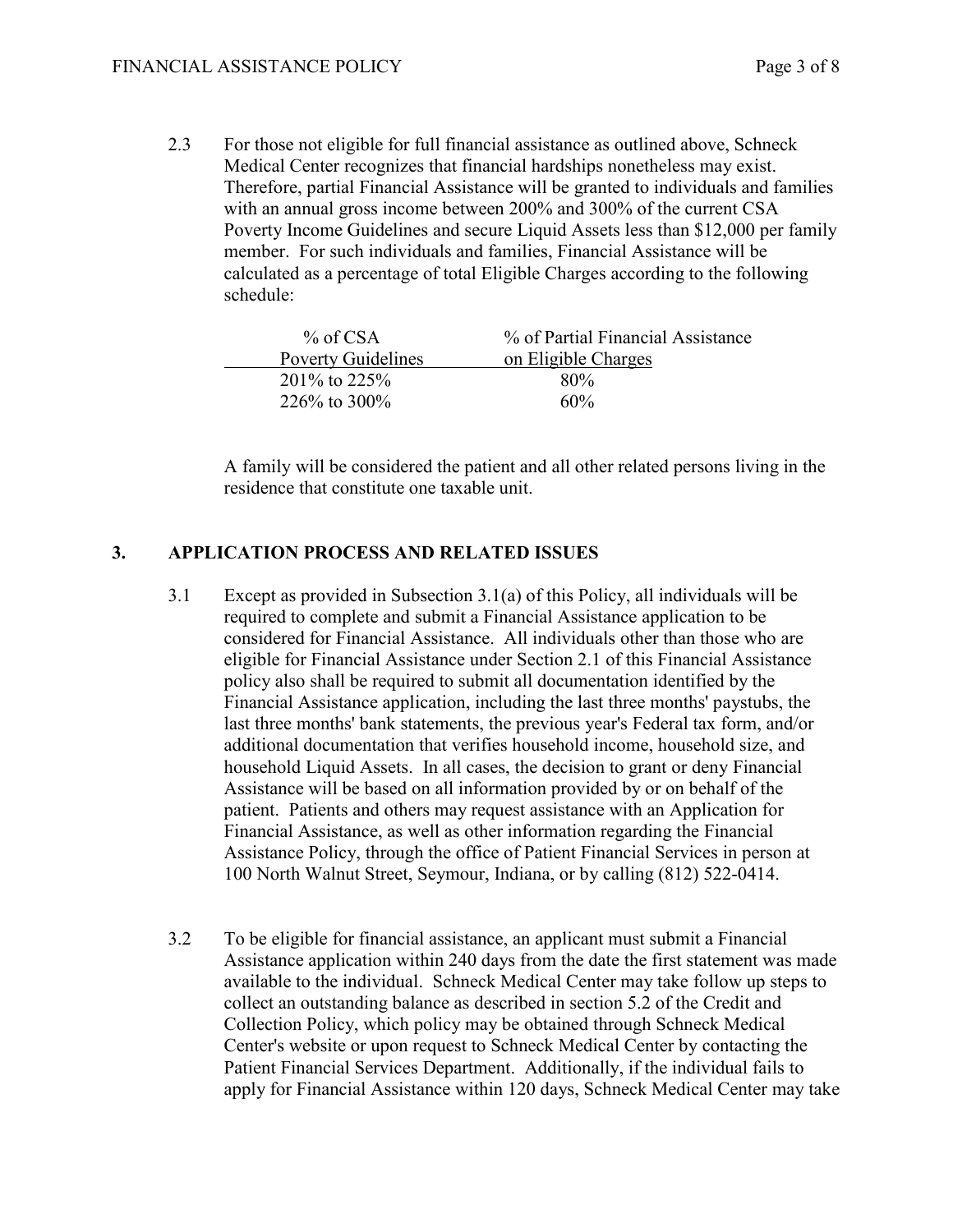2.3 For those not eligible for full financial assistance as outlined above, Schneck Medical Center recognizes that financial hardships nonetheless may exist. Therefore, partial Financial Assistance will be granted to individuals and families with an annual gross income between 200% and 300% of the current CSA Poverty Income Guidelines and secure Liquid Assets less than $12,000 per family member. For such individuals and families, Financial Assistance will be calculated as a percentage of total Eligible Charges according to the following schedule:

| % of CSA Poverty Guidelines | % of Partial Financial Assistance on Eligible Charges |
|---|---|
| 201% to 225% | 80% |
| 226% to 300% | 60% |

A family will be considered the patient and all other related persons living in the residence that constitute one taxable unit.

## 3. APPLICATION PROCESS AND RELATED ISSUES

3.1 Except as provided in Subsection 3.1(a) of this Policy, all individuals will be required to complete and submit a Financial Assistance application to be considered for Financial Assistance. All individuals other than those who are eligible for Financial Assistance under Section 2.1 of this Financial Assistance policy also shall be required to submit all documentation identified by the Financial Assistance application, including the last three months' paystubs, the last three months' bank statements, the previous year's Federal tax form, and/or additional documentation that verifies household income, household size, and household Liquid Assets. In all cases, the decision to grant or deny Financial Assistance will be based on all information provided by or on behalf of the patient. Patients and others may request assistance with an Application for Financial Assistance, as well as other information regarding the Financial Assistance Policy, through the office of Patient Financial Services in person at 100 North Walnut Street, Seymour, Indiana, or by calling (812) 522-0414.

3.2 To be eligible for financial assistance, an applicant must submit a Financial Assistance application within 240 days from the date the first statement was made available to the individual. Schneck Medical Center may take follow up steps to collect an outstanding balance as described in section 5.2 of the Credit and Collection Policy, which policy may be obtained through Schneck Medical Center's website or upon request to Schneck Medical Center by contacting the Patient Financial Services Department. Additionally, if the individual fails to apply for Financial Assistance within 120 days, Schneck Medical Center may take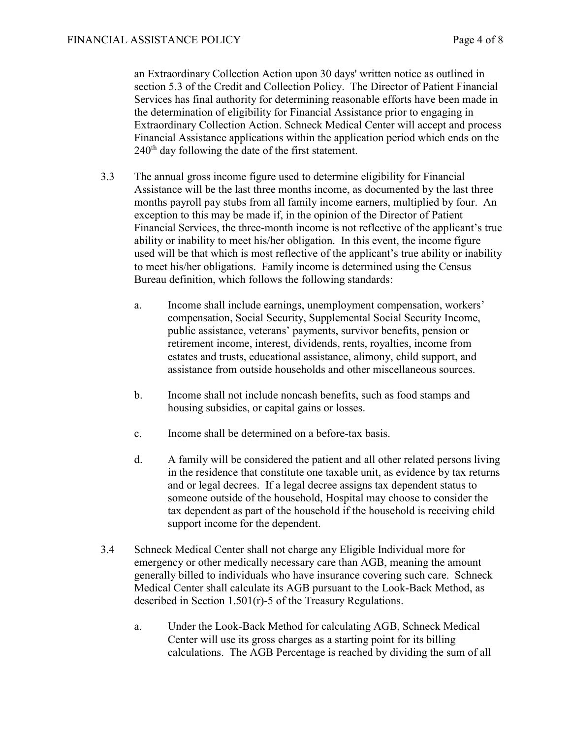an Extraordinary Collection Action upon 30 days' written notice as outlined in section 5.3 of the Credit and Collection Policy. The Director of Patient Financial Services has final authority for determining reasonable efforts have been made in the determination of eligibility for Financial Assistance prior to engaging in Extraordinary Collection Action. Schneck Medical Center will accept and process Financial Assistance applications within the application period which ends on the 240th day following the date of the first statement.

3.3 The annual gross income figure used to determine eligibility for Financial Assistance will be the last three months income, as documented by the last three months payroll pay stubs from all family income earners, multiplied by four. An exception to this may be made if, in the opinion of the Director of Patient Financial Services, the three-month income is not reflective of the applicant's true ability or inability to meet his/her obligation. In this event, the income figure used will be that which is most reflective of the applicant's true ability or inability to meet his/her obligations. Family income is determined using the Census Bureau definition, which follows the following standards:

  a. Income shall include earnings, unemployment compensation, workers' compensation, Social Security, Supplemental Social Security Income, public assistance, veterans' payments, survivor benefits, pension or retirement income, interest, dividends, rents, royalties, income from estates and trusts, educational assistance, alimony, child support, and assistance from outside households and other miscellaneous sources.

  b. Income shall not include noncash benefits, such as food stamps and housing subsidies, or capital gains or losses.

  c. Income shall be determined on a before-tax basis.

  d. A family will be considered the patient and all other related persons living in the residence that constitute one taxable unit, as evidence by tax returns and or legal decrees. If a legal decree assigns tax dependent status to someone outside of the household, Hospital may choose to consider the tax dependent as part of the household if the household is receiving child support income for the dependent.

3.4 Schneck Medical Center shall not charge any Eligible Individual more for emergency or other medically necessary care than AGB, meaning the amount generally billed to individuals who have insurance covering such care. Schneck Medical Center shall calculate its AGB pursuant to the Look-Back Method, as described in Section 1.501(r)-5 of the Treasury Regulations.

  a. Under the Look-Back Method for calculating AGB, Schneck Medical Center will use its gross charges as a starting point for its billing calculations. The AGB Percentage is reached by dividing the sum of all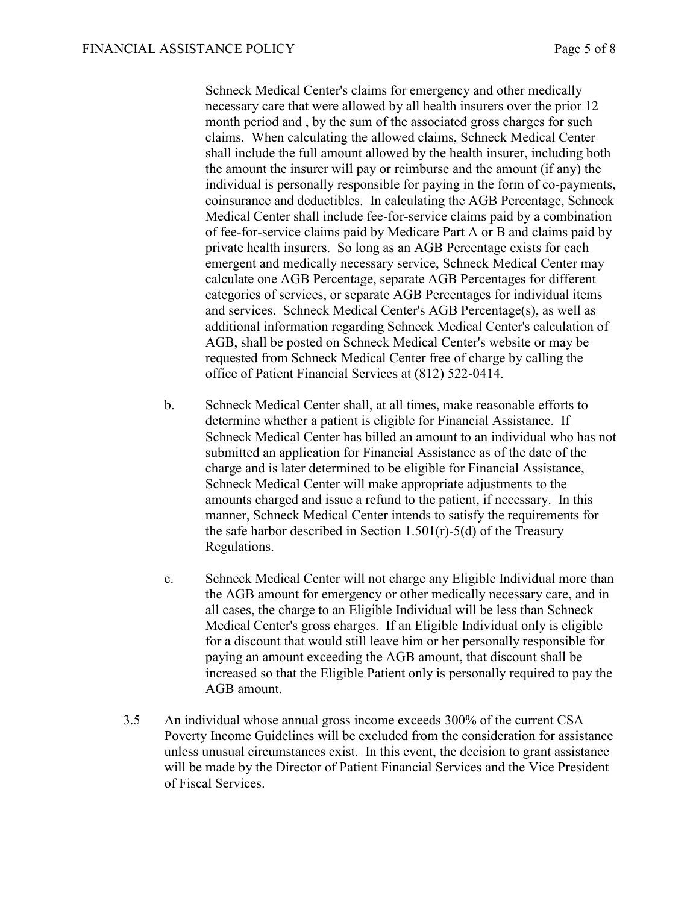Schneck Medical Center's claims for emergency and other medically necessary care that were allowed by all health insurers over the prior 12 month period and , by the sum of the associated gross charges for such claims. When calculating the allowed claims, Schneck Medical Center shall include the full amount allowed by the health insurer, including both the amount the insurer will pay or reimburse and the amount (if any) the individual is personally responsible for paying in the form of co-payments, coinsurance and deductibles. In calculating the AGB Percentage, Schneck Medical Center shall include fee-for-service claims paid by a combination of fee-for-service claims paid by Medicare Part A or B and claims paid by private health insurers. So long as an AGB Percentage exists for each emergent and medically necessary service, Schneck Medical Center may calculate one AGB Percentage, separate AGB Percentages for different categories of services, or separate AGB Percentages for individual items and services. Schneck Medical Center's AGB Percentage(s), as well as additional information regarding Schneck Medical Center's calculation of AGB, shall be posted on Schneck Medical Center's website or may be requested from Schneck Medical Center free of charge by calling the office of Patient Financial Services at (812) 522-0414.

b. Schneck Medical Center shall, at all times, make reasonable efforts to determine whether a patient is eligible for Financial Assistance. If Schneck Medical Center has billed an amount to an individual who has not submitted an application for Financial Assistance as of the date of the charge and is later determined to be eligible for Financial Assistance, Schneck Medical Center will make appropriate adjustments to the amounts charged and issue a refund to the patient, if necessary. In this manner, Schneck Medical Center intends to satisfy the requirements for the safe harbor described in Section 1.501(r)-5(d) of the Treasury Regulations.

c. Schneck Medical Center will not charge any Eligible Individual more than the AGB amount for emergency or other medically necessary care, and in all cases, the charge to an Eligible Individual will be less than Schneck Medical Center's gross charges. If an Eligible Individual only is eligible for a discount that would still leave him or her personally responsible for paying an amount exceeding the AGB amount, that discount shall be increased so that the Eligible Patient only is personally required to pay the AGB amount.

3.5 An individual whose annual gross income exceeds 300% of the current CSA Poverty Income Guidelines will be excluded from the consideration for assistance unless unusual circumstances exist. In this event, the decision to grant assistance will be made by the Director of Patient Financial Services and the Vice President of Fiscal Services.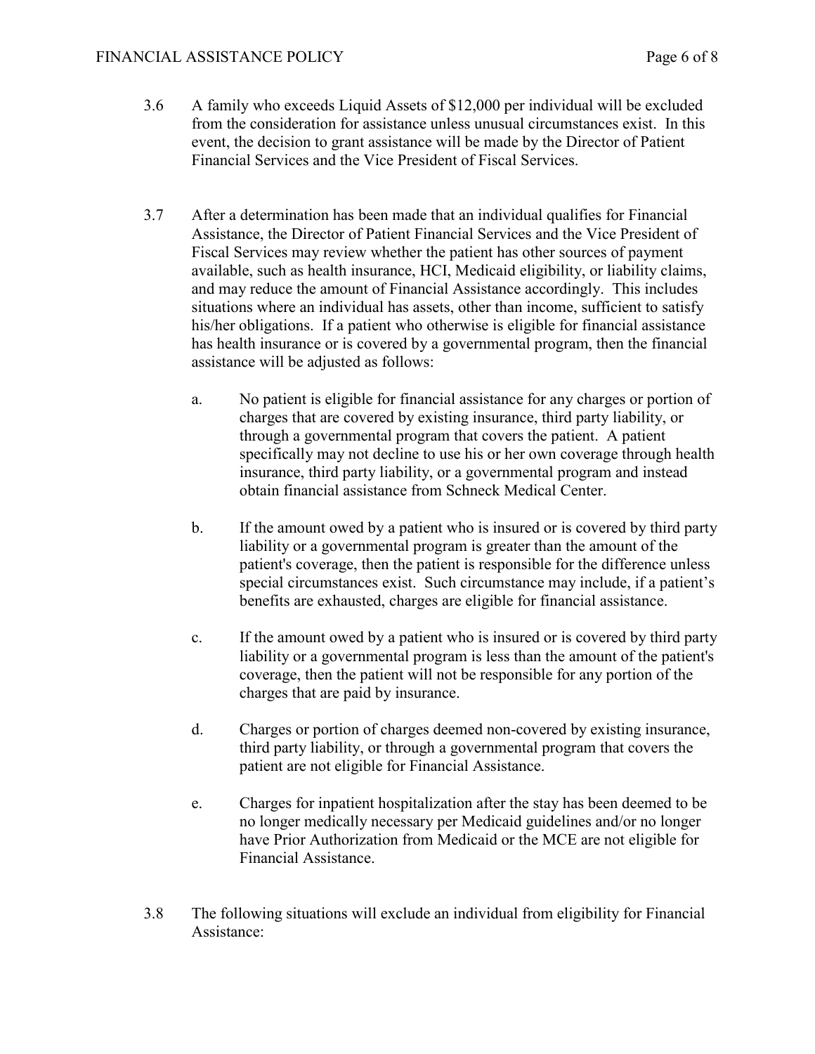3.6 A family who exceeds Liquid Assets of $12,000 per individual will be excluded from the consideration for assistance unless unusual circumstances exist. In this event, the decision to grant assistance will be made by the Director of Patient Financial Services and the Vice President of Fiscal Services.

3.7 After a determination has been made that an individual qualifies for Financial Assistance, the Director of Patient Financial Services and the Vice President of Fiscal Services may review whether the patient has other sources of payment available, such as health insurance, HCI, Medicaid eligibility, or liability claims, and may reduce the amount of Financial Assistance accordingly. This includes situations where an individual has assets, other than income, sufficient to satisfy his/her obligations. If a patient who otherwise is eligible for financial assistance has health insurance or is covered by a governmental program, then the financial assistance will be adjusted as follows:

a. No patient is eligible for financial assistance for any charges or portion of charges that are covered by existing insurance, third party liability, or through a governmental program that covers the patient. A patient specifically may not decline to use his or her own coverage through health insurance, third party liability, or a governmental program and instead obtain financial assistance from Schneck Medical Center.

b. If the amount owed by a patient who is insured or is covered by third party liability or a governmental program is greater than the amount of the patient's coverage, then the patient is responsible for the difference unless special circumstances exist. Such circumstance may include, if a patient's benefits are exhausted, charges are eligible for financial assistance.

c. If the amount owed by a patient who is insured or is covered by third party liability or a governmental program is less than the amount of the patient's coverage, then the patient will not be responsible for any portion of the charges that are paid by insurance.

d. Charges or portion of charges deemed non-covered by existing insurance, third party liability, or through a governmental program that covers the patient are not eligible for Financial Assistance.

e. Charges for inpatient hospitalization after the stay has been deemed to be no longer medically necessary per Medicaid guidelines and/or no longer have Prior Authorization from Medicaid or the MCE are not eligible for Financial Assistance.

3.8 The following situations will exclude an individual from eligibility for Financial Assistance: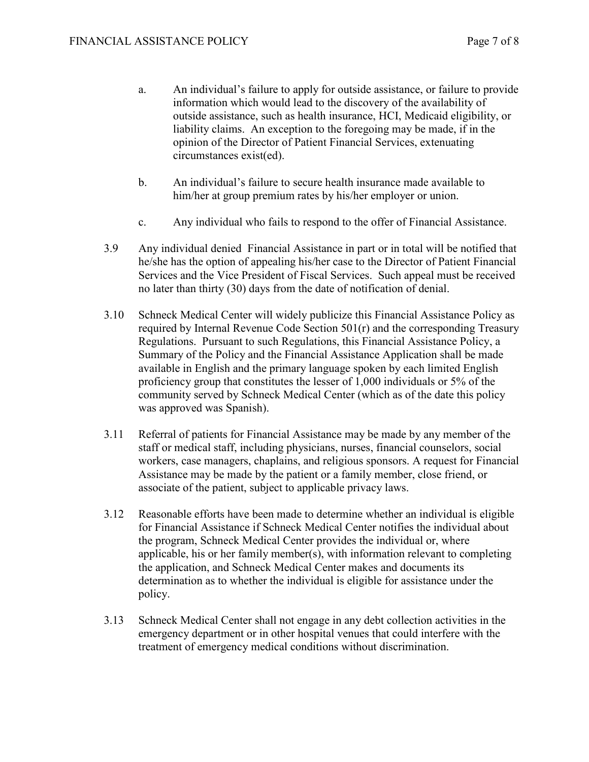a. An individual's failure to apply for outside assistance, or failure to provide information which would lead to the discovery of the availability of outside assistance, such as health insurance, HCI, Medicaid eligibility, or liability claims. An exception to the foregoing may be made, if in the opinion of the Director of Patient Financial Services, extenuating circumstances exist(ed).

b. An individual's failure to secure health insurance made available to him/her at group premium rates by his/her employer or union.

c. Any individual who fails to respond to the offer of Financial Assistance.

3.9 Any individual denied Financial Assistance in part or in total will be notified that he/she has the option of appealing his/her case to the Director of Patient Financial Services and the Vice President of Fiscal Services. Such appeal must be received no later than thirty (30) days from the date of notification of denial.

3.10 Schneck Medical Center will widely publicize this Financial Assistance Policy as required by Internal Revenue Code Section 501(r) and the corresponding Treasury Regulations. Pursuant to such Regulations, this Financial Assistance Policy, a Summary of the Policy and the Financial Assistance Application shall be made available in English and the primary language spoken by each limited English proficiency group that constitutes the lesser of 1,000 individuals or 5% of the community served by Schneck Medical Center (which as of the date this policy was approved was Spanish).

3.11 Referral of patients for Financial Assistance may be made by any member of the staff or medical staff, including physicians, nurses, financial counselors, social workers, case managers, chaplains, and religious sponsors. A request for Financial Assistance may be made by the patient or a family member, close friend, or associate of the patient, subject to applicable privacy laws.

3.12 Reasonable efforts have been made to determine whether an individual is eligible for Financial Assistance if Schneck Medical Center notifies the individual about the program, Schneck Medical Center provides the individual or, where applicable, his or her family member(s), with information relevant to completing the application, and Schneck Medical Center makes and documents its determination as to whether the individual is eligible for assistance under the policy.

3.13 Schneck Medical Center shall not engage in any debt collection activities in the emergency department or in other hospital venues that could interfere with the treatment of emergency medical conditions without discrimination.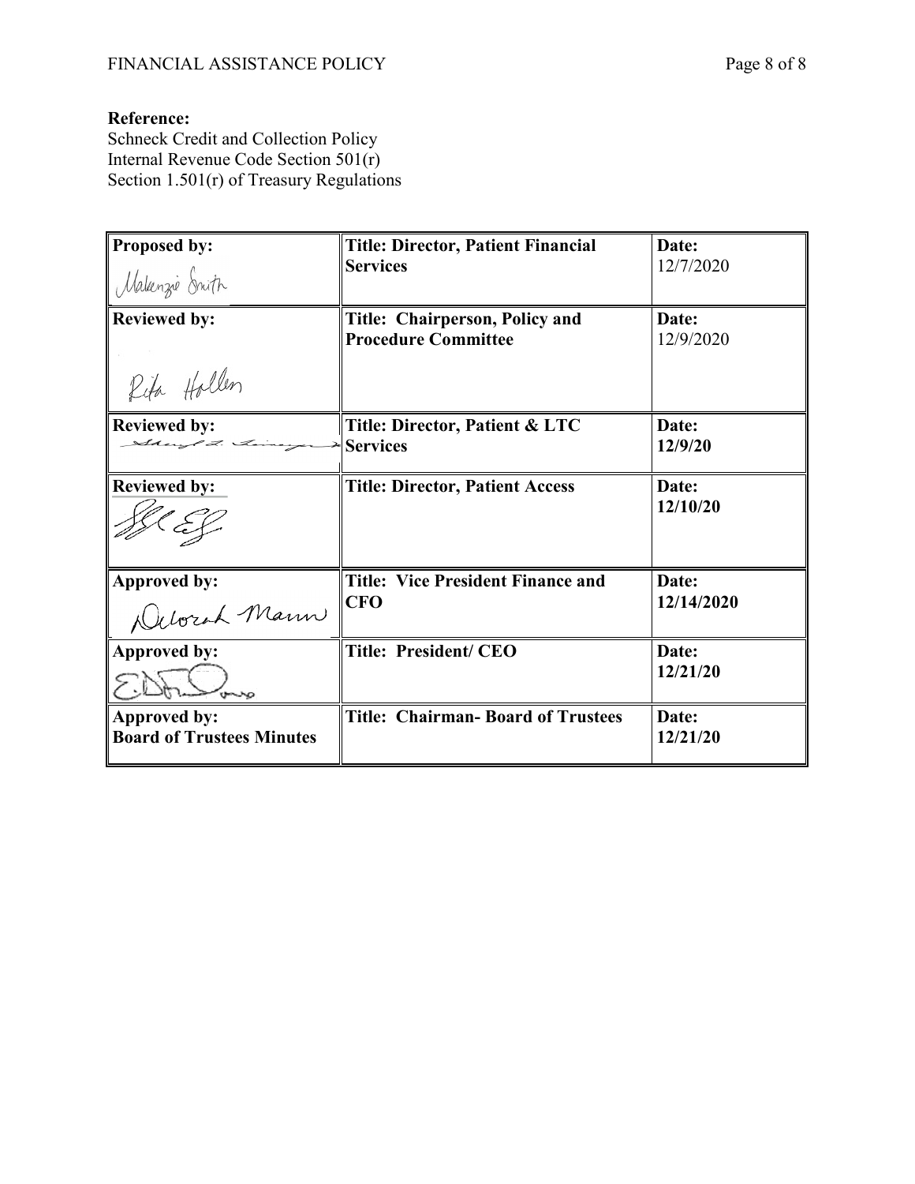**Reference:**
Schneck Credit and Collection Policy
Internal Revenue Code Section 501(r)
Section 1.501(r) of Treasury Regulations

| | | |
|---|---|---|
| **Proposed by:** Makenzie Smith | **Title: Director, Patient Financial Services** | **Date:** 12/7/2020 |
| **Reviewed by:** Rita Hollen | **Title: Chairperson, Policy and Procedure Committee** | **Date:** 12/9/2020 |
| **Reviewed by:** | **Title: Director, Patient & LTC Services** | **Date: 12/9/20** |
| **Reviewed by:** | **Title: Director, Patient Access** | **Date: 12/10/20** |
| **Approved by:** Deborah Mann | **Title: Vice President Finance and CFO** | **Date: 12/14/2020** |
| **Approved by:** | **Title: President/ CEO** | **Date: 12/21/20** |
| **Approved by: Board of Trustees Minutes** | **Title: Chairman- Board of Trustees** | **Date: 12/21/20** |